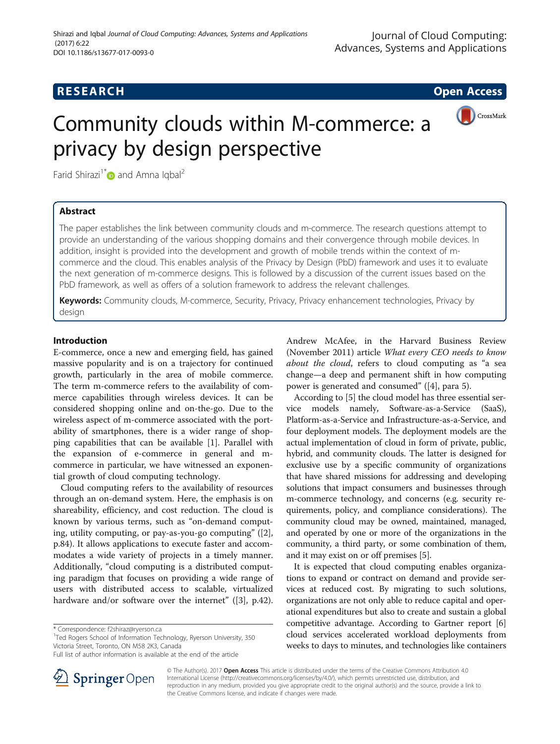**RESEARCH** **Open Access**

# Community clouds within M-commerce: a privacy by design perspective

Farid Shirazi[1*] and Amna Iqbal[2]

## Abstract

The paper establishes the link between community clouds and m-commerce. The research questions attempt to provide an understanding of the various shopping domains and their convergence through mobile devices. In addition, insight is provided into the development and growth of mobile trends within the context of m-commerce and the cloud. This enables analysis of the Privacy by Design (PbD) framework and uses it to evaluate the next generation of m-commerce designs. This is followed by a discussion of the current issues based on the PbD framework, as well as offers of a solution framework to address the relevant challenges.

**Keywords:** Community clouds, M-commerce, Security, Privacy, Privacy enhancement technologies, Privacy by design

## Introduction

E-commerce, once a new and emerging field, has gained massive popularity and is on a trajectory for continued growth, particularly in the area of mobile commerce. The term m-commerce refers to the availability of commerce capabilities through wireless devices. It can be considered shopping online and on-the-go. Due to the wireless aspect of m-commerce associated with the portability of smartphones, there is a wider range of shopping capabilities that can be available [1]. Parallel with the expansion of e-commerce in general and m-commerce in particular, we have witnessed an exponential growth of cloud computing technology.

Cloud computing refers to the availability of resources through an on-demand system. Here, the emphasis is on shareability, efficiency, and cost reduction. The cloud is known by various terms, such as "on-demand computing, utility computing, or pay-as-you-go computing" ([2], p.84). It allows applications to execute faster and accommodates a wide variety of projects in a timely manner. Additionally, "cloud computing is a distributed computing paradigm that focuses on providing a wide range of users with distributed access to scalable, virtualized hardware and/or software over the internet" ([3], p.42).

Andrew McAfee, in the Harvard Business Review (November 2011) article *What every CEO needs to know about the cloud*, refers to cloud computing as "a sea change—a deep and permanent shift in how computing power is generated and consumed" ([4], para 5).

According to [5] the cloud model has three essential service models namely, Software-as-a-Service (SaaS), Platform-as-a-Service and Infrastructure-as-a-Service, and four deployment models. The deployment models are the actual implementation of cloud in form of private, public, hybrid, and community clouds. The latter is designed for exclusive use by a specific community of organizations that have shared missions for addressing and developing solutions that impact consumers and businesses through m-commerce technology, and concerns (e.g. security requirements, policy, and compliance considerations). The community cloud may be owned, maintained, managed, and operated by one or more of the organizations in the community, a third party, or some combination of them, and it may exist on or off premises [5].

It is expected that cloud computing enables organizations to expand or contract on demand and provide services at reduced cost. By migrating to such solutions, organizations are not only able to reduce capital and operational expenditures but also to create and sustain a global competitive advantage. According to Gartner report [6] cloud services accelerated workload deployments from weeks to days to minutes, and technologies like containers

---

\* Correspondence: f2shiraz@ryerson.ca
[1]Ted Rogers School of Information Technology, Ryerson University, 350 Victoria Street, Toronto, ON M5B 2K3, Canada
Full list of author information is available at the end of the article

© The Author(s). 2017 **Open Access** This article is distributed under the terms of the Creative Commons Attribution 4.0 International License (http://creativecommons.org/licenses/by/4.0/), which permits unrestricted use, distribution, and reproduction in any medium, provided you give appropriate credit to the original author(s) and the source, provide a link to the Creative Commons license, and indicate if changes were made.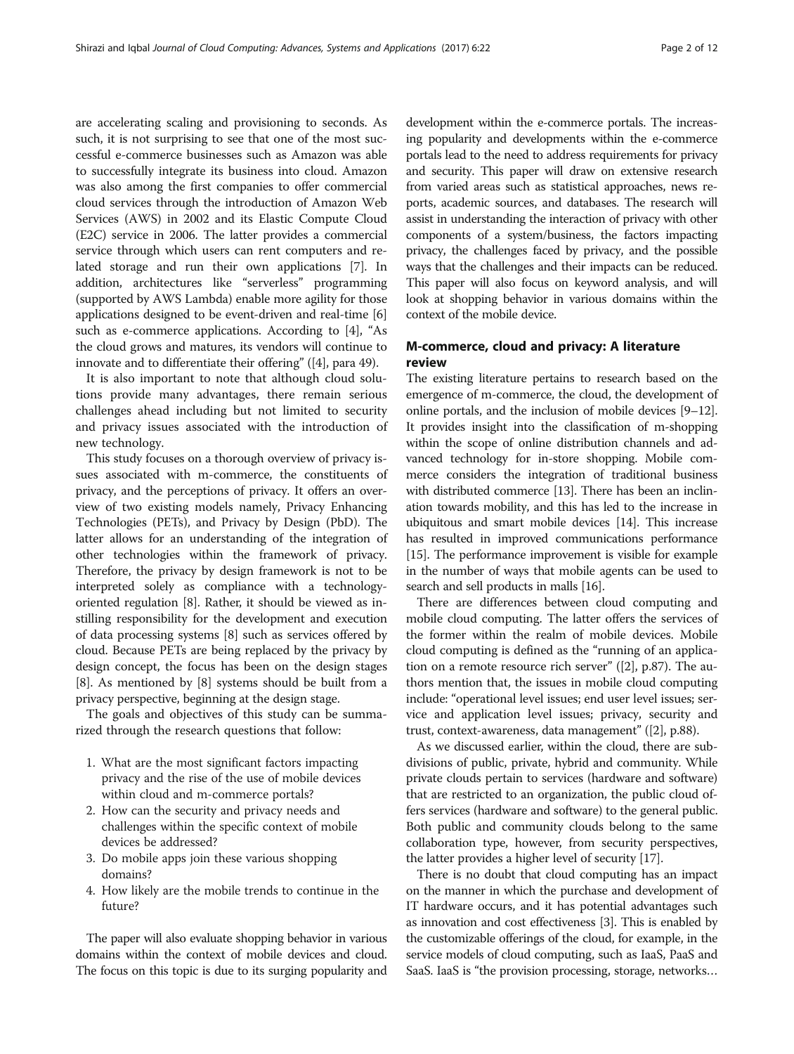are accelerating scaling and provisioning to seconds. As such, it is not surprising to see that one of the most successful e-commerce businesses such as Amazon was able to successfully integrate its business into cloud. Amazon was also among the first companies to offer commercial cloud services through the introduction of Amazon Web Services (AWS) in 2002 and its Elastic Compute Cloud (E2C) service in 2006. The latter provides a commercial service through which users can rent computers and related storage and run their own applications [7]. In addition, architectures like "serverless" programming (supported by AWS Lambda) enable more agility for those applications designed to be event-driven and real-time [6] such as e-commerce applications. According to [4], "As the cloud grows and matures, its vendors will continue to innovate and to differentiate their offering" ([4], para 49).

It is also important to note that although cloud solutions provide many advantages, there remain serious challenges ahead including but not limited to security and privacy issues associated with the introduction of new technology.

This study focuses on a thorough overview of privacy issues associated with m-commerce, the constituents of privacy, and the perceptions of privacy. It offers an overview of two existing models namely, Privacy Enhancing Technologies (PETs), and Privacy by Design (PbD). The latter allows for an understanding of the integration of other technologies within the framework of privacy. Therefore, the privacy by design framework is not to be interpreted solely as compliance with a technology-oriented regulation [8]. Rather, it should be viewed as instilling responsibility for the development and execution of data processing systems [8] such as services offered by cloud. Because PETs are being replaced by the privacy by design concept, the focus has been on the design stages [8]. As mentioned by [8] systems should be built from a privacy perspective, beginning at the design stage.

The goals and objectives of this study can be summarized through the research questions that follow:

1. What are the most significant factors impacting privacy and the rise of the use of mobile devices within cloud and m-commerce portals?
2. How can the security and privacy needs and challenges within the specific context of mobile devices be addressed?
3. Do mobile apps join these various shopping domains?
4. How likely are the mobile trends to continue in the future?

The paper will also evaluate shopping behavior in various domains within the context of mobile devices and cloud. The focus on this topic is due to its surging popularity and development within the e-commerce portals. The increasing popularity and developments within the e-commerce portals lead to the need to address requirements for privacy and security. This paper will draw on extensive research from varied areas such as statistical approaches, news reports, academic sources, and databases. The research will assist in understanding the interaction of privacy with other components of a system/business, the factors impacting privacy, the challenges faced by privacy, and the possible ways that the challenges and their impacts can be reduced. This paper will also focus on keyword analysis, and will look at shopping behavior in various domains within the context of the mobile device.

## M-commerce, cloud and privacy: A literature review

The existing literature pertains to research based on the emergence of m-commerce, the cloud, the development of online portals, and the inclusion of mobile devices [9–12]. It provides insight into the classification of m-shopping within the scope of online distribution channels and advanced technology for in-store shopping. Mobile commerce considers the integration of traditional business with distributed commerce [13]. There has been an inclination towards mobility, and this has led to the increase in ubiquitous and smart mobile devices [14]. This increase has resulted in improved communications performance [15]. The performance improvement is visible for example in the number of ways that mobile agents can be used to search and sell products in malls [16].

There are differences between cloud computing and mobile cloud computing. The latter offers the services of the former within the realm of mobile devices. Mobile cloud computing is defined as the "running of an application on a remote resource rich server" ([2], p.87). The authors mention that, the issues in mobile cloud computing include: "operational level issues; end user level issues; service and application level issues; privacy, security and trust, context-awareness, data management" ([2], p.88).

As we discussed earlier, within the cloud, there are subdivisions of public, private, hybrid and community. While private clouds pertain to services (hardware and software) that are restricted to an organization, the public cloud offers services (hardware and software) to the general public. Both public and community clouds belong to the same collaboration type, however, from security perspectives, the latter provides a higher level of security [17].

There is no doubt that cloud computing has an impact on the manner in which the purchase and development of IT hardware occurs, and it has potential advantages such as innovation and cost effectiveness [3]. This is enabled by the customizable offerings of the cloud, for example, in the service models of cloud computing, such as IaaS, PaaS and SaaS. IaaS is "the provision processing, storage, networks…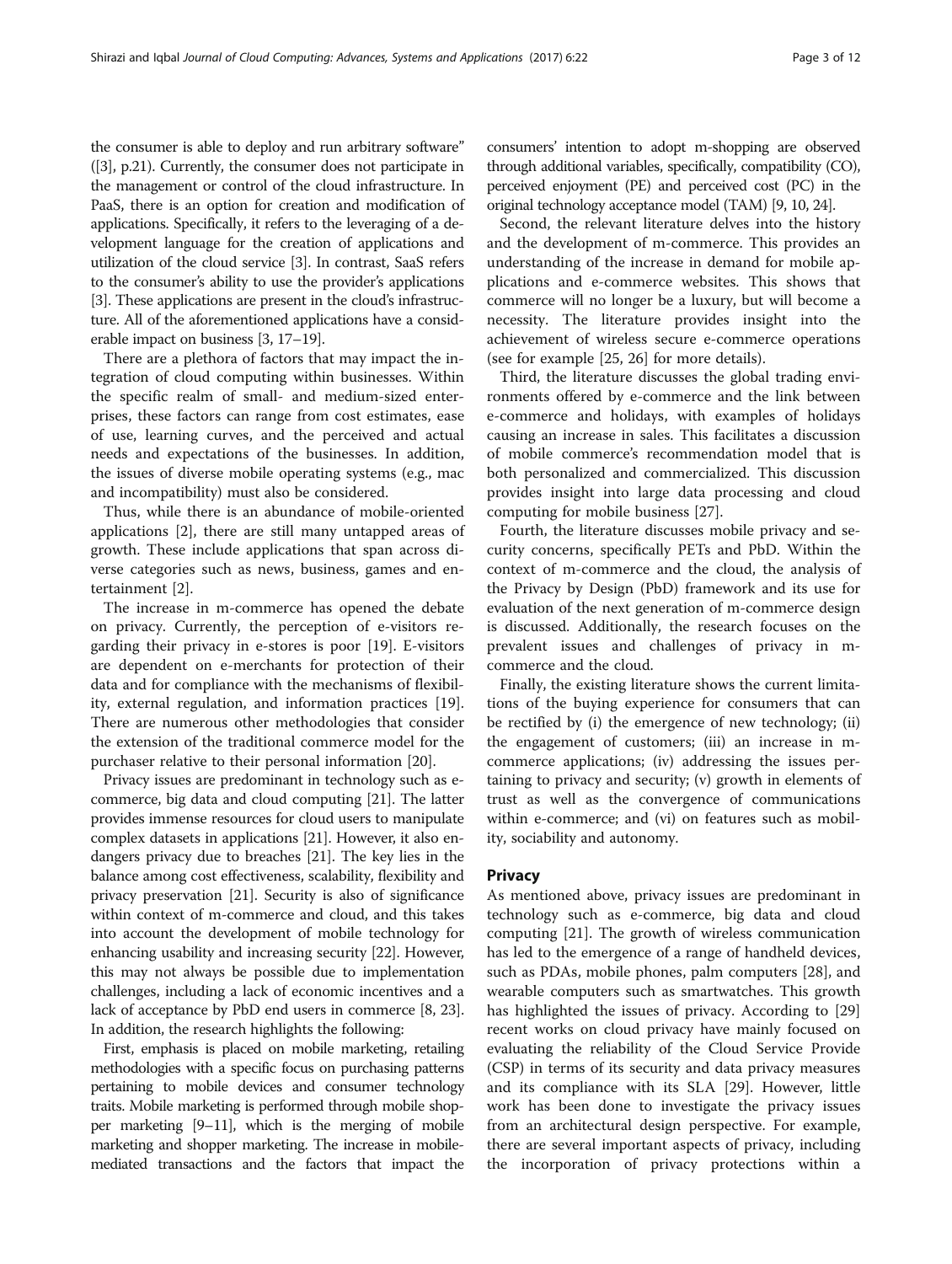the consumer is able to deploy and run arbitrary software" ([3], p.21). Currently, the consumer does not participate in the management or control of the cloud infrastructure. In PaaS, there is an option for creation and modification of applications. Specifically, it refers to the leveraging of a development language for the creation of applications and utilization of the cloud service [3]. In contrast, SaaS refers to the consumer's ability to use the provider's applications [3]. These applications are present in the cloud's infrastructure. All of the aforementioned applications have a considerable impact on business [3, 17–19].

There are a plethora of factors that may impact the integration of cloud computing within businesses. Within the specific realm of small- and medium-sized enterprises, these factors can range from cost estimates, ease of use, learning curves, and the perceived and actual needs and expectations of the businesses. In addition, the issues of diverse mobile operating systems (e.g., mac and incompatibility) must also be considered.

Thus, while there is an abundance of mobile-oriented applications [2], there are still many untapped areas of growth. These include applications that span across diverse categories such as news, business, games and entertainment [2].

The increase in m-commerce has opened the debate on privacy. Currently, the perception of e-visitors regarding their privacy in e-stores is poor [19]. E-visitors are dependent on e-merchants for protection of their data and for compliance with the mechanisms of flexibility, external regulation, and information practices [19]. There are numerous other methodologies that consider the extension of the traditional commerce model for the purchaser relative to their personal information [20].

Privacy issues are predominant in technology such as e-commerce, big data and cloud computing [21]. The latter provides immense resources for cloud users to manipulate complex datasets in applications [21]. However, it also endangers privacy due to breaches [21]. The key lies in the balance among cost effectiveness, scalability, flexibility and privacy preservation [21]. Security is also of significance within context of m-commerce and cloud, and this takes into account the development of mobile technology for enhancing usability and increasing security [22]. However, this may not always be possible due to implementation challenges, including a lack of economic incentives and a lack of acceptance by PbD end users in commerce [8, 23]. In addition, the research highlights the following:

First, emphasis is placed on mobile marketing, retailing methodologies with a specific focus on purchasing patterns pertaining to mobile devices and consumer technology traits. Mobile marketing is performed through mobile shopper marketing [9–11], which is the merging of mobile marketing and shopper marketing. The increase in mobile-mediated transactions and the factors that impact the consumers' intention to adopt m-shopping are observed through additional variables, specifically, compatibility (CO), perceived enjoyment (PE) and perceived cost (PC) in the original technology acceptance model (TAM) [9, 10, 24].

Second, the relevant literature delves into the history and the development of m-commerce. This provides an understanding of the increase in demand for mobile applications and e-commerce websites. This shows that commerce will no longer be a luxury, but will become a necessity. The literature provides insight into the achievement of wireless secure e-commerce operations (see for example [25, 26] for more details).

Third, the literature discusses the global trading environments offered by e-commerce and the link between e-commerce and holidays, with examples of holidays causing an increase in sales. This facilitates a discussion of mobile commerce's recommendation model that is both personalized and commercialized. This discussion provides insight into large data processing and cloud computing for mobile business [27].

Fourth, the literature discusses mobile privacy and security concerns, specifically PETs and PbD. Within the context of m-commerce and the cloud, the analysis of the Privacy by Design (PbD) framework and its use for evaluation of the next generation of m-commerce design is discussed. Additionally, the research focuses on the prevalent issues and challenges of privacy in m-commerce and the cloud.

Finally, the existing literature shows the current limitations of the buying experience for consumers that can be rectified by (i) the emergence of new technology; (ii) the engagement of customers; (iii) an increase in m-commerce applications; (iv) addressing the issues pertaining to privacy and security; (v) growth in elements of trust as well as the convergence of communications within e-commerce; and (vi) on features such as mobility, sociability and autonomy.

## Privacy

As mentioned above, privacy issues are predominant in technology such as e-commerce, big data and cloud computing [21]. The growth of wireless communication has led to the emergence of a range of handheld devices, such as PDAs, mobile phones, palm computers [28], and wearable computers such as smartwatches. This growth has highlighted the issues of privacy. According to [29] recent works on cloud privacy have mainly focused on evaluating the reliability of the Cloud Service Provide (CSP) in terms of its security and data privacy measures and its compliance with its SLA [29]. However, little work has been done to investigate the privacy issues from an architectural design perspective. For example, there are several important aspects of privacy, including the incorporation of privacy protections within a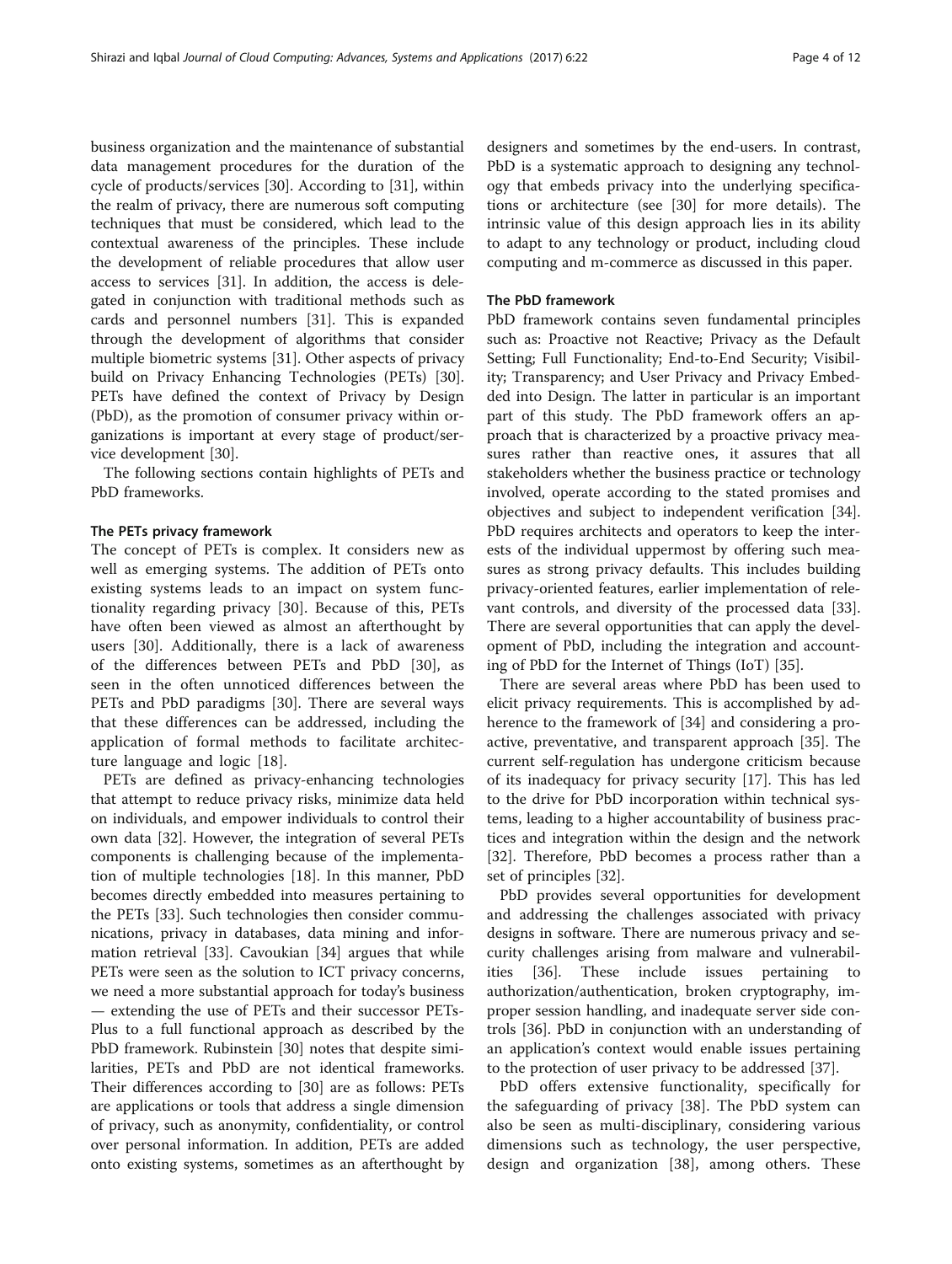business organization and the maintenance of substantial data management procedures for the duration of the cycle of products/services [30]. According to [31], within the realm of privacy, there are numerous soft computing techniques that must be considered, which lead to the contextual awareness of the principles. These include the development of reliable procedures that allow user access to services [31]. In addition, the access is delegated in conjunction with traditional methods such as cards and personnel numbers [31]. This is expanded through the development of algorithms that consider multiple biometric systems [31]. Other aspects of privacy build on Privacy Enhancing Technologies (PETs) [30]. PETs have defined the context of Privacy by Design (PbD), as the promotion of consumer privacy within organizations is important at every stage of product/service development [30].

The following sections contain highlights of PETs and PbD frameworks.

### The PETs privacy framework

The concept of PETs is complex. It considers new as well as emerging systems. The addition of PETs onto existing systems leads to an impact on system functionality regarding privacy [30]. Because of this, PETs have often been viewed as almost an afterthought by users [30]. Additionally, there is a lack of awareness of the differences between PETs and PbD [30], as seen in the often unnoticed differences between the PETs and PbD paradigms [30]. There are several ways that these differences can be addressed, including the application of formal methods to facilitate architecture language and logic [18].

PETs are defined as privacy-enhancing technologies that attempt to reduce privacy risks, minimize data held on individuals, and empower individuals to control their own data [32]. However, the integration of several PETs components is challenging because of the implementation of multiple technologies [18]. In this manner, PbD becomes directly embedded into measures pertaining to the PETs [33]. Such technologies then consider communications, privacy in databases, data mining and information retrieval [33]. Cavoukian [34] argues that while PETs were seen as the solution to ICT privacy concerns, we need a more substantial approach for today's business — extending the use of PETs and their successor PETs-Plus to a full functional approach as described by the PbD framework. Rubinstein [30] notes that despite similarities, PETs and PbD are not identical frameworks. Their differences according to [30] are as follows: PETs are applications or tools that address a single dimension of privacy, such as anonymity, confidentiality, or control over personal information. In addition, PETs are added onto existing systems, sometimes as an afterthought by designers and sometimes by the end-users. In contrast, PbD is a systematic approach to designing any technology that embeds privacy into the underlying specifications or architecture (see [30] for more details). The intrinsic value of this design approach lies in its ability to adapt to any technology or product, including cloud computing and m-commerce as discussed in this paper.

### The PbD framework

PbD framework contains seven fundamental principles such as: Proactive not Reactive; Privacy as the Default Setting; Full Functionality; End-to-End Security; Visibility; Transparency; and User Privacy and Privacy Embedded into Design. The latter in particular is an important part of this study. The PbD framework offers an approach that is characterized by a proactive privacy measures rather than reactive ones, it assures that all stakeholders whether the business practice or technology involved, operate according to the stated promises and objectives and subject to independent verification [34]. PbD requires architects and operators to keep the interests of the individual uppermost by offering such measures as strong privacy defaults. This includes building privacy-oriented features, earlier implementation of relevant controls, and diversity of the processed data [33]. There are several opportunities that can apply the development of PbD, including the integration and accounting of PbD for the Internet of Things (IoT) [35].

There are several areas where PbD has been used to elicit privacy requirements. This is accomplished by adherence to the framework of [34] and considering a proactive, preventative, and transparent approach [35]. The current self-regulation has undergone criticism because of its inadequacy for privacy security [17]. This has led to the drive for PbD incorporation within technical systems, leading to a higher accountability of business practices and integration within the design and the network [32]. Therefore, PbD becomes a process rather than a set of principles [32].

PbD provides several opportunities for development and addressing the challenges associated with privacy designs in software. There are numerous privacy and security challenges arising from malware and vulnerabilities [36]. These include issues pertaining to authorization/authentication, broken cryptography, improper session handling, and inadequate server side controls [36]. PbD in conjunction with an understanding of an application's context would enable issues pertaining to the protection of user privacy to be addressed [37].

PbD offers extensive functionality, specifically for the safeguarding of privacy [38]. The PbD system can also be seen as multi-disciplinary, considering various dimensions such as technology, the user perspective, design and organization [38], among others. These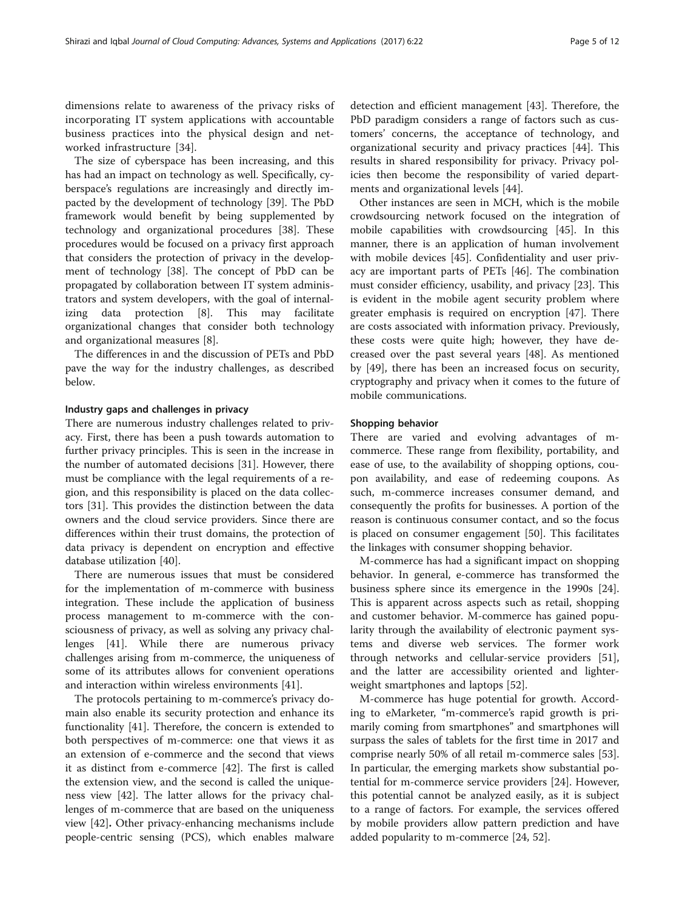dimensions relate to awareness of the privacy risks of incorporating IT system applications with accountable business practices into the physical design and networked infrastructure [34].

The size of cyberspace has been increasing, and this has had an impact on technology as well. Specifically, cyberspace's regulations are increasingly and directly impacted by the development of technology [39]. The PbD framework would benefit by being supplemented by technology and organizational procedures [38]. These procedures would be focused on a privacy first approach that considers the protection of privacy in the development of technology [38]. The concept of PbD can be propagated by collaboration between IT system administrators and system developers, with the goal of internalizing data protection [8]. This may facilitate organizational changes that consider both technology and organizational measures [8].

The differences in and the discussion of PETs and PbD pave the way for the industry challenges, as described below.

### Industry gaps and challenges in privacy

There are numerous industry challenges related to privacy. First, there has been a push towards automation to further privacy principles. This is seen in the increase in the number of automated decisions [31]. However, there must be compliance with the legal requirements of a region, and this responsibility is placed on the data collectors [31]. This provides the distinction between the data owners and the cloud service providers. Since there are differences within their trust domains, the protection of data privacy is dependent on encryption and effective database utilization [40].

There are numerous issues that must be considered for the implementation of m-commerce with business integration. These include the application of business process management to m-commerce with the consciousness of privacy, as well as solving any privacy challenges [41]. While there are numerous privacy challenges arising from m-commerce, the uniqueness of some of its attributes allows for convenient operations and interaction within wireless environments [41].

The protocols pertaining to m-commerce's privacy domain also enable its security protection and enhance its functionality [41]. Therefore, the concern is extended to both perspectives of m-commerce: one that views it as an extension of e-commerce and the second that views it as distinct from e-commerce [42]. The first is called the extension view, and the second is called the uniqueness view [42]. The latter allows for the privacy challenges of m-commerce that are based on the uniqueness view [42]**.** Other privacy-enhancing mechanisms include people-centric sensing (PCS), which enables malware detection and efficient management [43]. Therefore, the PbD paradigm considers a range of factors such as customers' concerns, the acceptance of technology, and organizational security and privacy practices [44]. This results in shared responsibility for privacy. Privacy policies then become the responsibility of varied departments and organizational levels [44].

Other instances are seen in MCH, which is the mobile crowdsourcing network focused on the integration of mobile capabilities with crowdsourcing [45]. In this manner, there is an application of human involvement with mobile devices [45]. Confidentiality and user privacy are important parts of PETs [46]. The combination must consider efficiency, usability, and privacy [23]. This is evident in the mobile agent security problem where greater emphasis is required on encryption [47]. There are costs associated with information privacy. Previously, these costs were quite high; however, they have decreased over the past several years [48]. As mentioned by [49], there has been an increased focus on security, cryptography and privacy when it comes to the future of mobile communications.

### Shopping behavior

There are varied and evolving advantages of m-commerce. These range from flexibility, portability, and ease of use, to the availability of shopping options, coupon availability, and ease of redeeming coupons. As such, m-commerce increases consumer demand, and consequently the profits for businesses. A portion of the reason is continuous consumer contact, and so the focus is placed on consumer engagement [50]. This facilitates the linkages with consumer shopping behavior.

M-commerce has had a significant impact on shopping behavior. In general, e-commerce has transformed the business sphere since its emergence in the 1990s [24]. This is apparent across aspects such as retail, shopping and customer behavior. M-commerce has gained popularity through the availability of electronic payment systems and diverse web services. The former work through networks and cellular-service providers [51], and the latter are accessibility oriented and lighter-weight smartphones and laptops [52].

M-commerce has huge potential for growth. According to eMarketer, "m-commerce's rapid growth is primarily coming from smartphones" and smartphones will surpass the sales of tablets for the first time in 2017 and comprise nearly 50% of all retail m-commerce sales [53]. In particular, the emerging markets show substantial potential for m-commerce service providers [24]. However, this potential cannot be analyzed easily, as it is subject to a range of factors. For example, the services offered by mobile providers allow pattern prediction and have added popularity to m-commerce [24, 52].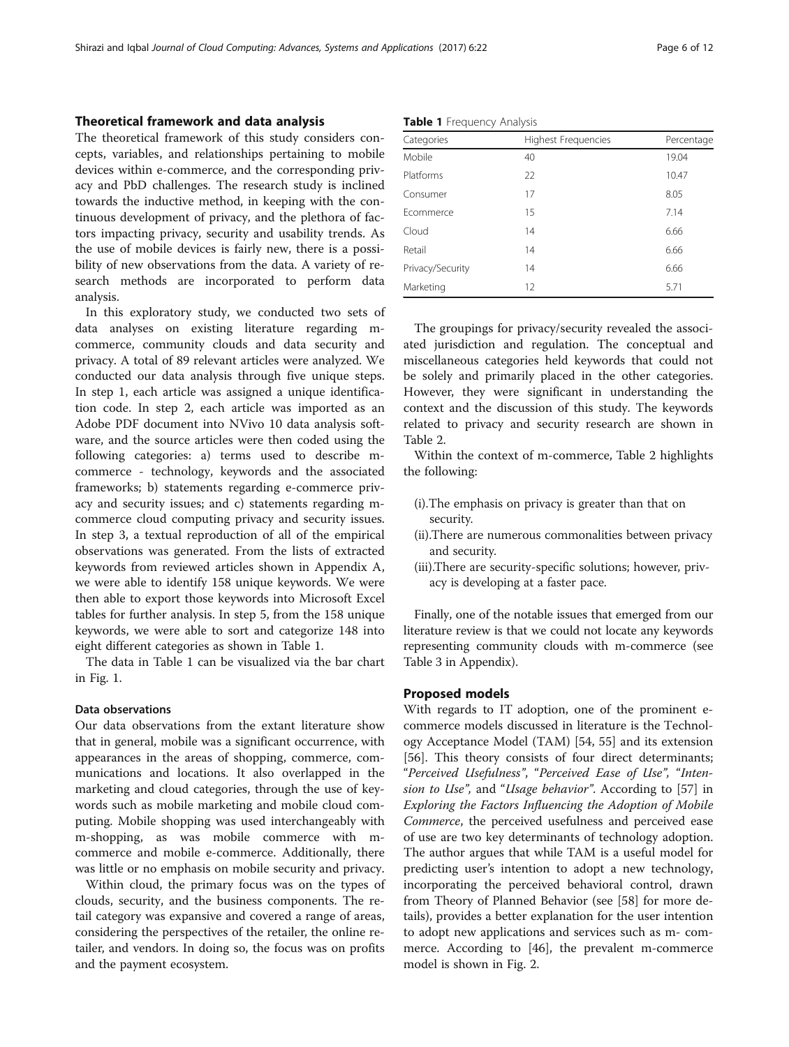## Theoretical framework and data analysis

The theoretical framework of this study considers concepts, variables, and relationships pertaining to mobile devices within e-commerce, and the corresponding privacy and PbD challenges. The research study is inclined towards the inductive method, in keeping with the continuous development of privacy, and the plethora of factors impacting privacy, security and usability trends. As the use of mobile devices is fairly new, there is a possibility of new observations from the data. A variety of research methods are incorporated to perform data analysis.

In this exploratory study, we conducted two sets of data analyses on existing literature regarding m-commerce, community clouds and data security and privacy. A total of 89 relevant articles were analyzed. We conducted our data analysis through five unique steps. In step 1, each article was assigned a unique identification code. In step 2, each article was imported as an Adobe PDF document into NVivo 10 data analysis software, and the source articles were then coded using the following categories: a) terms used to describe m-commerce - technology, keywords and the associated frameworks; b) statements regarding e-commerce privacy and security issues; and c) statements regarding m-commerce cloud computing privacy and security issues. In step 3, a textual reproduction of all of the empirical observations was generated. From the lists of extracted keywords from reviewed articles shown in Appendix A, we were able to identify 158 unique keywords. We were then able to export those keywords into Microsoft Excel tables for further analysis. In step 5, from the 158 unique keywords, we were able to sort and categorize 148 into eight different categories as shown in Table 1.

The data in Table 1 can be visualized via the bar chart in Fig. 1.

### Data observations

Our data observations from the extant literature show that in general, mobile was a significant occurrence, with appearances in the areas of shopping, commerce, communications and locations. It also overlapped in the marketing and cloud categories, through the use of keywords such as mobile marketing and mobile cloud computing. Mobile shopping was used interchangeably with m-shopping, as was mobile commerce with m-commerce and mobile e-commerce. Additionally, there was little or no emphasis on mobile security and privacy.

Within cloud, the primary focus was on the types of clouds, security, and the business components. The retail category was expansive and covered a range of areas, considering the perspectives of the retailer, the online retailer, and vendors. In doing so, the focus was on profits and the payment ecosystem.

**Table 1** Frequency Analysis

| Categories | Highest Frequencies | Percentage |
|---|---|---|
| Mobile | 40 | 19.04 |
| Platforms | 22 | 10.47 |
| Consumer | 17 | 8.05 |
| Ecommerce | 15 | 7.14 |
| Cloud | 14 | 6.66 |
| Retail | 14 | 6.66 |
| Privacy/Security | 14 | 6.66 |
| Marketing | 12 | 5.71 |

The groupings for privacy/security revealed the associated jurisdiction and regulation. The conceptual and miscellaneous categories held keywords that could not be solely and primarily placed in the other categories. However, they were significant in understanding the context and the discussion of this study. The keywords related to privacy and security research are shown in Table 2.

Within the context of m-commerce, Table 2 highlights the following:

(i).The emphasis on privacy is greater than that on security.
(ii).There are numerous commonalities between privacy and security.
(iii).There are security-specific solutions; however, privacy is developing at a faster pace.

Finally, one of the notable issues that emerged from our literature review is that we could not locate any keywords representing community clouds with m-commerce (see Table 3 in Appendix).

## Proposed models

With regards to IT adoption, one of the prominent e-commerce models discussed in literature is the Technology Acceptance Model (TAM) [54, 55] and its extension [56]. This theory consists of four direct determinants; "*Perceived Usefulness*", "*Perceived Ease of Use*", "*Intension to Use*", and "*Usage behavior*". According to [57] in *Exploring the Factors Influencing the Adoption of Mobile Commerce*, the perceived usefulness and perceived ease of use are two key determinants of technology adoption. The author argues that while TAM is a useful model for predicting user's intention to adopt a new technology, incorporating the perceived behavioral control, drawn from Theory of Planned Behavior (see [58] for more details), provides a better explanation for the user intention to adopt new applications and services such as m- commerce. According to [46], the prevalent m-commerce model is shown in Fig. 2.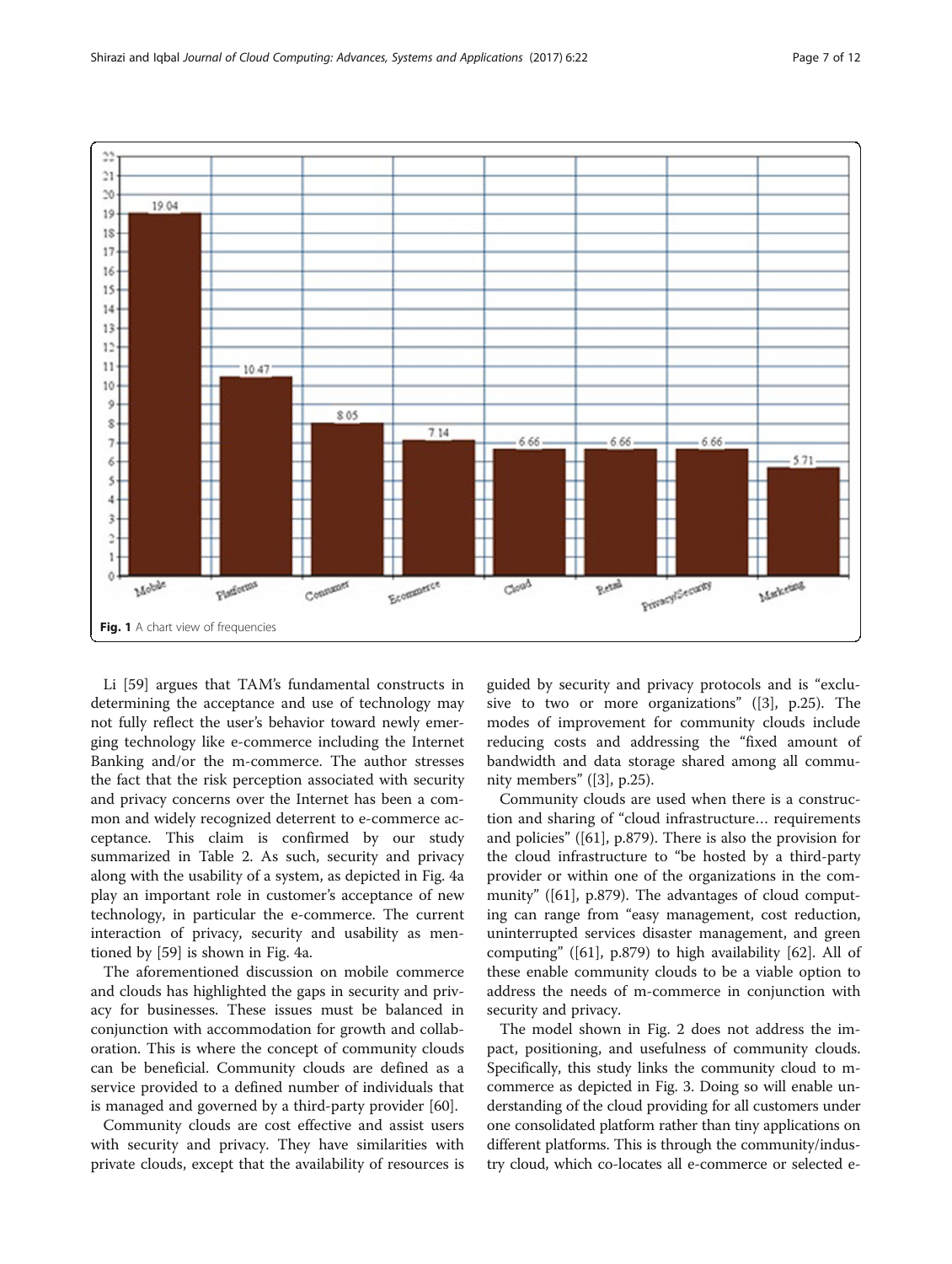Fig. 1 A chart view of frequencies

Li [59] argues that TAM's fundamental constructs in determining the acceptance and use of technology may not fully reflect the user's behavior toward newly emerging technology like e-commerce including the Internet Banking and/or the m-commerce. The author stresses the fact that the risk perception associated with security and privacy concerns over the Internet has been a common and widely recognized deterrent to e-commerce acceptance. This claim is confirmed by our study summarized in Table 2. As such, security and privacy along with the usability of a system, as depicted in Fig. 4a play an important role in customer's acceptance of new technology, in particular the e-commerce. The current interaction of privacy, security and usability as mentioned by [59] is shown in Fig. 4a.

The aforementioned discussion on mobile commerce and clouds has highlighted the gaps in security and privacy for businesses. These issues must be balanced in conjunction with accommodation for growth and collaboration. This is where the concept of community clouds can be beneficial. Community clouds are defined as a service provided to a defined number of individuals that is managed and governed by a third-party provider [60].

Community clouds are cost effective and assist users with security and privacy. They have similarities with private clouds, except that the availability of resources is guided by security and privacy protocols and is "exclusive to two or more organizations" ([3], p.25). The modes of improvement for community clouds include reducing costs and addressing the "fixed amount of bandwidth and data storage shared among all community members" ([3], p.25).

Community clouds are used when there is a construction and sharing of "cloud infrastructure… requirements and policies" ([61], p.879). There is also the provision for the cloud infrastructure to "be hosted by a third-party provider or within one of the organizations in the community" ([61], p.879). The advantages of cloud computing can range from "easy management, cost reduction, uninterrupted services disaster management, and green computing" ([61], p.879) to high availability [62]. All of these enable community clouds to be a viable option to address the needs of m-commerce in conjunction with security and privacy.

The model shown in Fig. 2 does not address the impact, positioning, and usefulness of community clouds. Specifically, this study links the community cloud to m-commerce as depicted in Fig. 3. Doing so will enable understanding of the cloud providing for all customers under one consolidated platform rather than tiny applications on different platforms. This is through the community/industry cloud, which co-locates all e-commerce or selected e-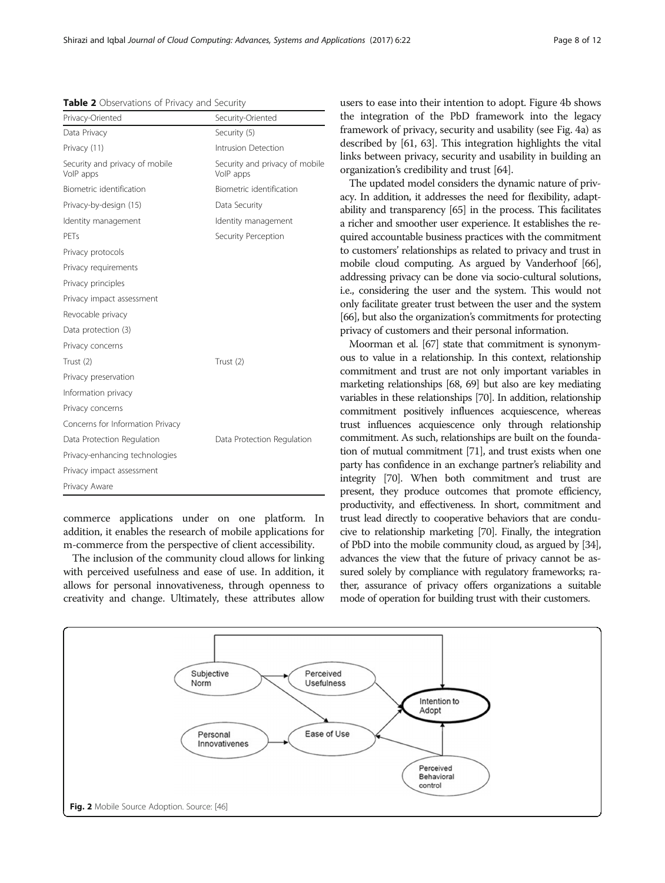**Table 2** Observations of Privacy and Security

| Privacy-Oriented | Security-Oriented |
|---|---|
| Data Privacy | Security (5) |
| Privacy (11) | Intrusion Detection |
| Security and privacy of mobile VoIP apps | Security and privacy of mobile VoIP apps |
| Biometric identification | Biometric identification |
| Privacy-by-design (15) | Data Security |
| Identity management | Identity management |
| PETs | Security Perception |
| Privacy protocols | |
| Privacy requirements | |
| Privacy principles | |
| Privacy impact assessment | |
| Revocable privacy | |
| Data protection (3) | |
| Privacy concerns | |
| Trust (2) | Trust (2) |
| Privacy preservation | |
| Information privacy | |
| Privacy concerns | |
| Concerns for Information Privacy | |
| Data Protection Regulation | Data Protection Regulation |
| Privacy-enhancing technologies | |
| Privacy impact assessment | |
| Privacy Aware | |

commerce applications under on one platform. In addition, it enables the research of mobile applications for m-commerce from the perspective of client accessibility.

The inclusion of the community cloud allows for linking with perceived usefulness and ease of use. In addition, it allows for personal innovativeness, through openness to creativity and change. Ultimately, these attributes allow users to ease into their intention to adopt. Figure 4b shows the integration of the PbD framework into the legacy framework of privacy, security and usability (see Fig. 4a) as described by [61, 63]. This integration highlights the vital links between privacy, security and usability in building an organization's credibility and trust [64].

The updated model considers the dynamic nature of privacy. In addition, it addresses the need for flexibility, adaptability and transparency [65] in the process. This facilitates a richer and smoother user experience. It establishes the required accountable business practices with the commitment to customers' relationships as related to privacy and trust in mobile cloud computing. As argued by Vanderhoof [66], addressing privacy can be done via socio-cultural solutions, i.e., considering the user and the system. This would not only facilitate greater trust between the user and the system [66], but also the organization's commitments for protecting privacy of customers and their personal information.

Moorman et al. [67] state that commitment is synonymous to value in a relationship. In this context, relationship commitment and trust are not only important variables in marketing relationships [68, 69] but also are key mediating variables in these relationships [70]. In addition, relationship commitment positively influences acquiescence, whereas trust influences acquiescence only through relationship commitment. As such, relationships are built on the foundation of mutual commitment [71], and trust exists when one party has confidence in an exchange partner's reliability and integrity [70]. When both commitment and trust are present, they produce outcomes that promote efficiency, productivity, and effectiveness. In short, commitment and trust lead directly to cooperative behaviors that are conducive to relationship marketing [70]. Finally, the integration of PbD into the mobile community cloud, as argued by [34], advances the view that the future of privacy cannot be assured solely by compliance with regulatory frameworks; rather, assurance of privacy offers organizations a suitable mode of operation for building trust with their customers.

**Fig. 2** Mobile Source Adoption. Source: [46]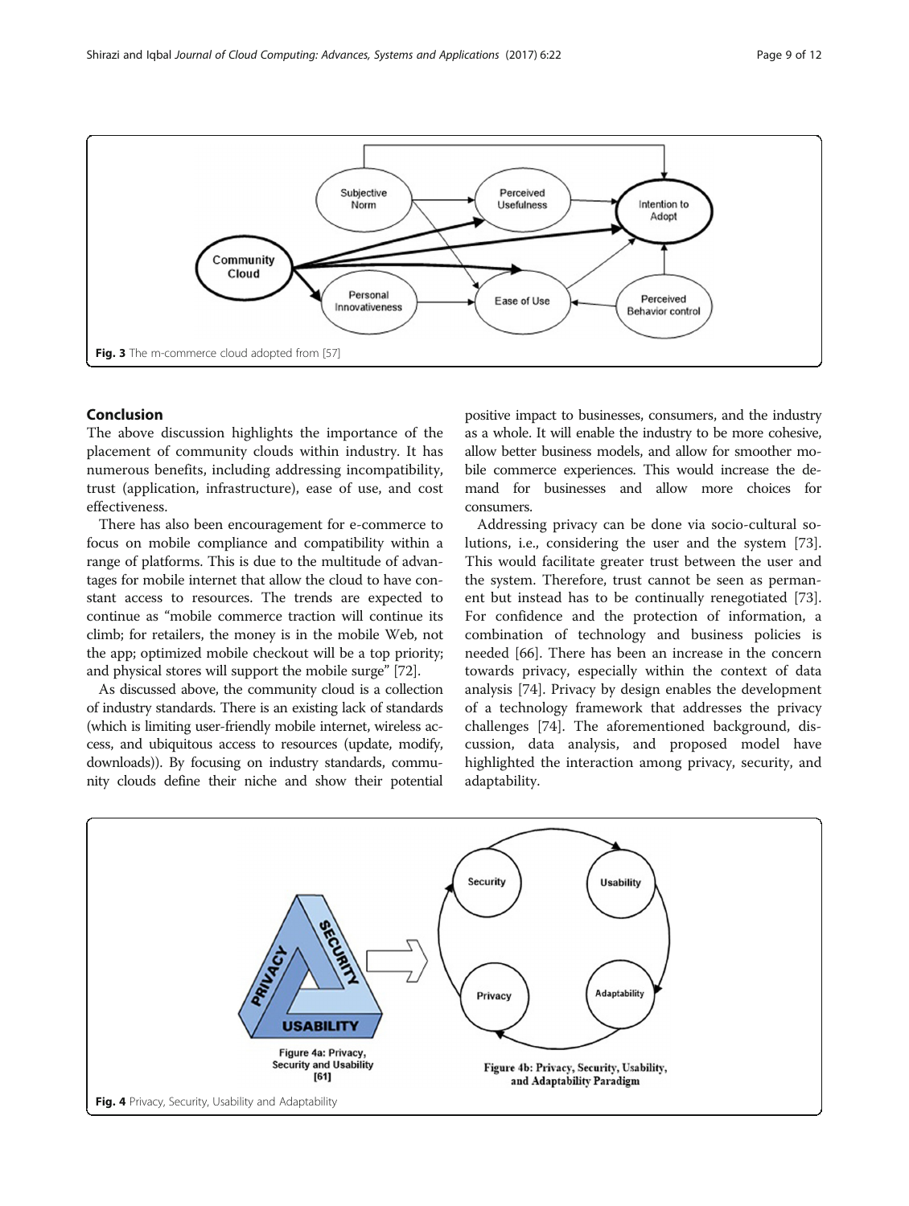Fig. 3 The m-commerce cloud adopted from [57]

## Conclusion

The above discussion highlights the importance of the placement of community clouds within industry. It has numerous benefits, including addressing incompatibility, trust (application, infrastructure), ease of use, and cost effectiveness.

There has also been encouragement for e-commerce to focus on mobile compliance and compatibility within a range of platforms. This is due to the multitude of advantages for mobile internet that allow the cloud to have constant access to resources. The trends are expected to continue as "mobile commerce traction will continue its climb; for retailers, the money is in the mobile Web, not the app; optimized mobile checkout will be a top priority; and physical stores will support the mobile surge" [72].

As discussed above, the community cloud is a collection of industry standards. There is an existing lack of standards (which is limiting user-friendly mobile internet, wireless access, and ubiquitous access to resources (update, modify, downloads)). By focusing on industry standards, community clouds define their niche and show their potential positive impact to businesses, consumers, and the industry as a whole. It will enable the industry to be more cohesive, allow better business models, and allow for smoother mobile commerce experiences. This would increase the demand for businesses and allow more choices for consumers.

Addressing privacy can be done via socio-cultural solutions, i.e., considering the user and the system [73]. This would facilitate greater trust between the user and the system. Therefore, trust cannot be seen as permanent but instead has to be continually renegotiated [73]. For confidence and the protection of information, a combination of technology and business policies is needed [66]. There has been an increase in the concern towards privacy, especially within the context of data analysis [74]. Privacy by design enables the development of a technology framework that addresses the privacy challenges [74]. The aforementioned background, discussion, data analysis, and proposed model have highlighted the interaction among privacy, security, and adaptability.

Figure 4a: Privacy, Security and Usability [61]

Figure 4b: Privacy, Security, Usability, and Adaptability Paradigm

Fig. 4 Privacy, Security, Usability and Adaptability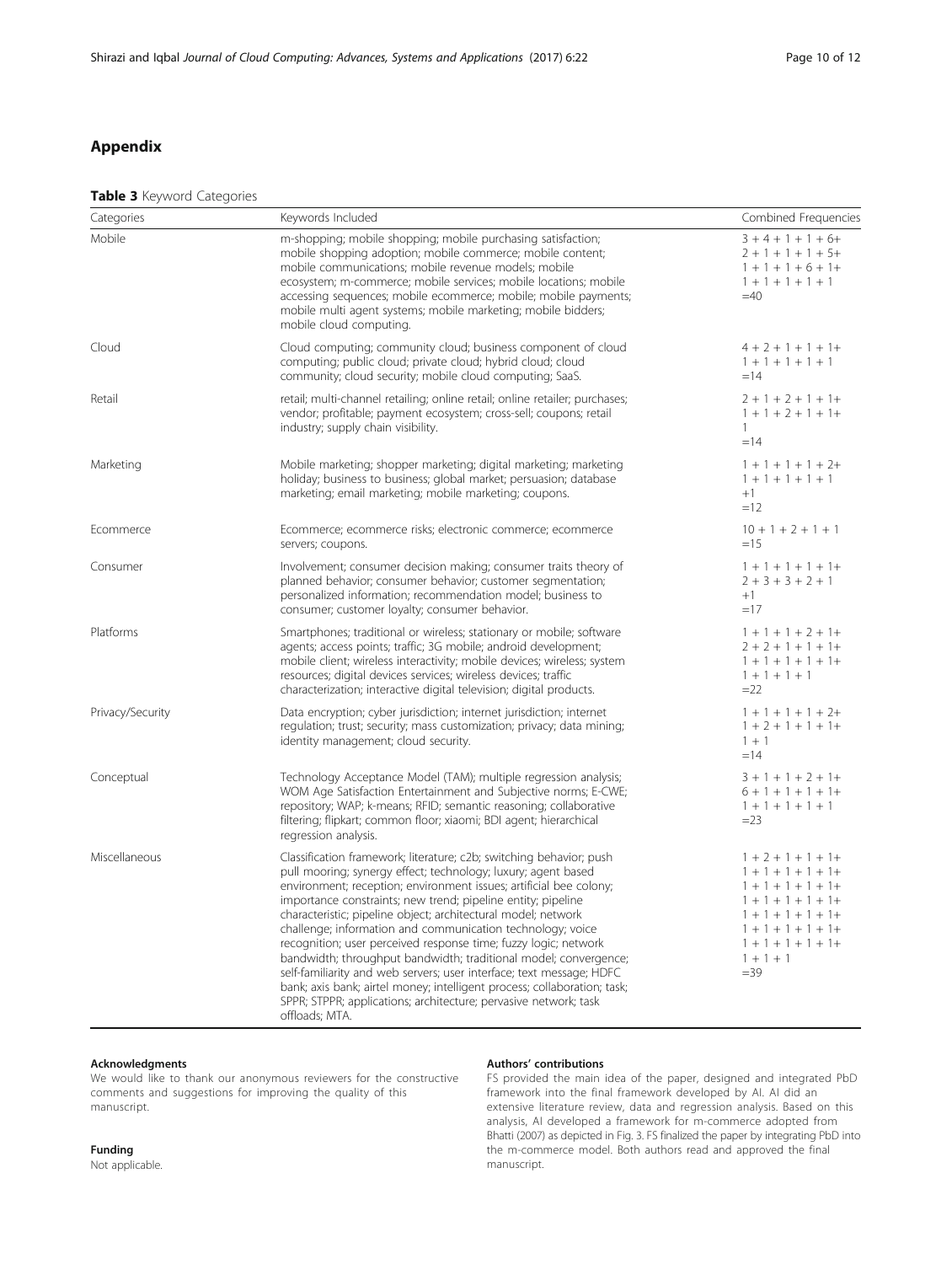## Appendix

**Table 3** Keyword Categories

| Categories | Keywords Included | Combined Frequencies |
|---|---|---|
| Mobile | m-shopping; mobile shopping; mobile purchasing satisfaction; mobile shopping adoption; mobile commerce; mobile content; mobile communications; mobile revenue models; mobile ecosystem; m-commerce; mobile services; mobile locations; mobile accessing sequences; mobile ecommerce; mobile; mobile payments; mobile multi agent systems; mobile marketing; mobile bidders; mobile cloud computing. | 3 + 4 + 1 + 1 + 6+ 2 + 1 + 1 + 1 + 5+ 1 + 1 + 1 + 6 + 1+ 1 + 1 + 1 + 1 + 1 =40 |
| Cloud | Cloud computing; community cloud; business component of cloud computing; public cloud; private cloud; hybrid cloud; cloud community; cloud security; mobile cloud computing; SaaS. | 4 + 2 + 1 + 1 + 1+ 1 + 1 + 1 + 1 + 1 =14 |
| Retail | retail; multi-channel retailing; online retail; online retailer; purchases; vendor; profitable; payment ecosystem; cross-sell; coupons; retail industry; supply chain visibility. | 2 + 1 + 2 + 1 + 1+ 1 + 1 + 2 + 1 + 1+ 1 =14 |
| Marketing | Mobile marketing; shopper marketing; digital marketing; marketing holiday; business to business; global market; persuasion; database marketing; email marketing; mobile marketing; coupons. | 1 + 1 + 1 + 1 + 2+ 1 + 1 + 1 + 1 + 1 +1 =12 |
| Ecommerce | Ecommerce; ecommerce risks; electronic commerce; ecommerce servers; coupons. | 10 + 1 + 2 + 1 + 1 =15 |
| Consumer | Involvement; consumer decision making; consumer traits theory of planned behavior; consumer behavior; customer segmentation; personalized information; recommendation model; business to consumer; customer loyalty; consumer behavior. | 1 + 1 + 1 + 1 + 1+ 2 + 3 + 3 + 2 + 1 +1 =17 |
| Platforms | Smartphones; traditional or wireless; stationary or mobile; software agents; access points; traffic; 3G mobile; android development; mobile client; wireless interactivity; mobile devices; wireless; system resources; digital devices services; wireless devices; traffic characterization; interactive digital television; digital products. | 1 + 1 + 1 + 2 + 1+ 2 + 2 + 1 + 1 + 1+ 1 + 1 + 1 + 1 + 1+ 1 + 1 + 1 + 1 =22 |
| Privacy/Security | Data encryption; cyber jurisdiction; internet jurisdiction; internet regulation; trust; security; mass customization; privacy; data mining; identity management; cloud security. | 1 + 1 + 1 + 1 + 2+ 1 + 2 + 1 + 1 + 1+ 1 + 1 =14 |
| Conceptual | Technology Acceptance Model (TAM); multiple regression analysis; WOM Age Satisfaction Entertainment and Subjective norms; E-CWE; repository; WAP; k-means; RFID; semantic reasoning; collaborative filtering; flipkart; common floor; xiaomi; BDI agent; hierarchical regression analysis. | 3 + 1 + 1 + 2 + 1+ 6 + 1 + 1 + 1 + 1+ 1 + 1 + 1 + 1 + 1 =23 |
| Miscellaneous | Classification framework; literature; c2b; switching behavior; push pull mooring; synergy effect; technology; luxury; agent based environment; reception; environment issues; artificial bee colony; importance constraints; new trend; pipeline entity; pipeline characteristic; pipeline object; architectural model; network challenge; information and communication technology; voice recognition; user perceived response time; fuzzy logic; network bandwidth; throughput bandwidth; traditional model; convergence; self-familiarity and web servers; user interface; text message; HDFC bank; axis bank; airtel money; intelligent process; collaboration; task; SPPR; STPPR; applications; architecture; pervasive network; task offloads; MTA. | 1 + 2 + 1 + 1 + 1+ 1 + 1 + 1 + 1 + 1+ 1 + 1 + 1 + 1 + 1+ 1 + 1 + 1 + 1 + 1+ 1 + 1 + 1 + 1 + 1+ 1 + 1 + 1 + 1 + 1+ 1 + 1 + 1 + 1 + 1+ 1 + 1 + 1 =39 |

### Acknowledgments
We would like to thank our anonymous reviewers for the constructive comments and suggestions for improving the quality of this manuscript.

### Funding
Not applicable.

### Authors' contributions
FS provided the main idea of the paper, designed and integrated PbD framework into the final framework developed by AI. AI did an extensive literature review, data and regression analysis. Based on this analysis, AI developed a framework for m-commerce adopted from Bhatti (2007) as depicted in Fig. 3. FS finalized the paper by integrating PbD into the m-commerce model. Both authors read and approved the final manuscript.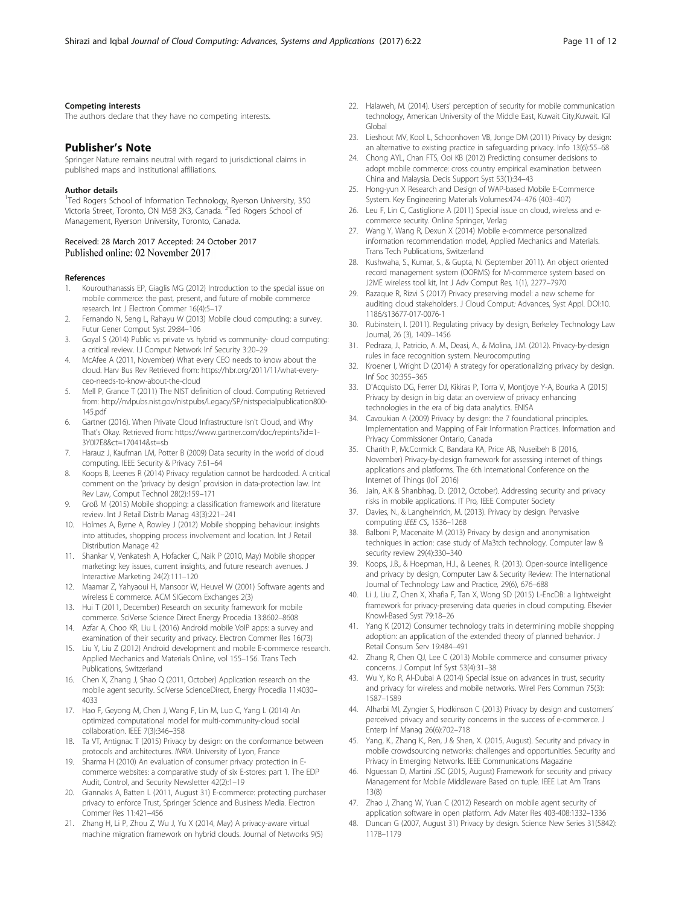#### Competing interests

The authors declare that they have no competing interests.

## Publisher's Note

Springer Nature remains neutral with regard to jurisdictional claims in published maps and institutional affiliations.

#### Author details

[1]Ted Rogers School of Information Technology, Ryerson University, 350 Victoria Street, Toronto, ON M58 2K3, Canada. [2]Ted Rogers School of Management, Ryerson University, Toronto, Canada.

Received: 28 March 2017 Accepted: 24 October 2017
Published online: 02 November 2017

#### References

1. Kourouthanassis EP, Giaglis MG (2012) Introduction to the special issue on mobile commerce: the past, present, and future of mobile commerce research. Int J Electron Commer 16(4):5–17
2. Fernando N, Seng L, Rahayu W (2013) Mobile cloud computing: a survey. Futur Gener Comput Syst 29:84–106
3. Goyal S (2014) Public vs private vs hybrid vs community- cloud computing: a critical review. I.J Comput Network Inf Security 3:20–29
4. McAfee A (2011, November) What every CEO needs to know about the cloud. Harv Bus Rev Retrieved from: https://hbr.org/2011/11/what-every-ceo-needs-to-know-about-the-cloud
5. Mell P, Grance T (2011) The NIST definition of cloud. Computing Retrieved from: http://nvlpubs.nist.gov/nistpubs/Legacy/SP/nistspecialpublication800-145.pdf
6. Gartner (2016). When Private Cloud Infrastructure Isn't Cloud, and Why That's Okay. Retrieved from: https://www.gartner.com/doc/reprints?id=1-3Y0I7E8&ct=170414&st=sb
7. Harauz J, Kaufman LM, Potter B (2009) Data security in the world of cloud computing. IEEE Security & Privacy 7:61–64
8. Koops B, Leenes R (2014) Privacy regulation cannot be hardcoded. A critical comment on the 'privacy by design' provision in data-protection law. Int Rev Law, Comput Technol 28(2):159–171
9. Groß M (2015) Mobile shopping: a classification framework and literature review. Int J Retail Distrib Manag 43(3):221–241
10. Holmes A, Byrne A, Rowley J (2012) Mobile shopping behaviour: insights into attitudes, shopping process involvement and location. Int J Retail Distribution Manage 42
11. Shankar V, Venkatesh A, Hofacker C, Naik P (2010, May) Mobile shopper marketing: key issues, current insights, and future research avenues. J Interactive Marketing 24(2):111–120
12. Maamar Z, Yahyaoui H, Mansoor W, Heuvel W (2001) Software agents and wireless E commerce. ACM SIGecom Exchanges 2(3)
13. Hui T (2011, December) Research on security framework for mobile commerce. SciVerse Science Direct Energy Procedia 13:8602–8608
14. Azfar A, Choo KR, Liu L (2016) Android mobile VoIP apps: a survey and examination of their security and privacy. Electron Commer Res 16(73)
15. Liu Y, Liu Z (2012) Android development and mobile E-commerce research. Applied Mechanics and Materials Online, vol 155–156. Trans Tech Publications, Switzerland
16. Chen X, Zhang J, Shao Q (2011, October) Application research on the mobile agent security. SciVerse ScienceDirect, Energy Procedia 11:4030–4033
17. Hao F, Geyong M, Chen J, Wang F, Lin M, Luo C, Yang L (2014) An optimized computational model for multi-community-cloud social collaboration. IEEE 7(3):346–358
18. Ta VT, Antignac T (2015) Privacy by design: on the conformance between protocols and architectures. *INRIA*. University of Lyon, France
19. Sharma H (2010) An evaluation of consumer privacy protection in E-commerce websites: a comparative study of six E-stores: part 1. The EDP Audit, Control, and Security Newsletter 42(2):1–19
20. Giannakis A, Batten L (2011, August 31) E-commerce: protecting purchaser privacy to enforce Trust, Springer Science and Business Media. Electron Commer Res 11:421–456
21. Zhang H, Li P, Zhou Z, Wu J, Yu X (2014, May) A privacy-aware virtual machine migration framework on hybrid clouds. Journal of Networks 9(5)
22. Halaweh, M. (2014). Users' perception of security for mobile communication technology, American University of the Middle East, Kuwait City,Kuwait. IGI Global
23. Lieshout MV, Kool L, Schoonhoven VB, Jonge DM (2011) Privacy by design: an alternative to existing practice in safeguarding privacy. Info 13(6):55–68
24. Chong AYL, Chan FTS, Ooi KB (2012) Predicting consumer decisions to adopt mobile commerce: cross country empirical examination between China and Malaysia. Decis Support Syst 53(1):34–43
25. Hong-yun X Research and Design of WAP-based Mobile E-Commerce System. Key Engineering Materials Volumes:474–476 (403–407)
26. Leu F, Lin C, Castiglione A (2011) Special issue on cloud, wireless and e-commerce security. Online Springer, Verlag
27. Wang Y, Wang R, Dexun X (2014) Mobile e-commerce personalized information recommendation model, Applied Mechanics and Materials. Trans Tech Publications, Switzerland
28. Kushwaha, S., Kumar, S., & Gupta, N. (September 2011). An object oriented record management system (OORMS) for M-commerce system based on J2ME wireless tool kit, Int J Adv Comput Res, 1(1), 2277–7970
29. Razaque R, Rizvi S (2017) Privacy preserving model: a new scheme for auditing cloud stakeholders. J Cloud Comput: Advances, Syst Appl. DOI:10.1186/s13677-017-0076-1
30. Rubinstein, I. (2011). Regulating privacy by design, Berkeley Technology Law Journal, 26 (3), 1409–1456
31. Pedraza, J., Patricio, A. M., Deasi, A., & Molina, J.M. (2012). Privacy-by-design rules in face recognition system. Neurocomputing
32. Kroener I, Wright D (2014) A strategy for operationalizing privacy by design. Inf Soc 30:355–365
33. D'Acquisto DG, Ferrer DJ, Kikiras P, Torra V, Montjoye Y-A, Bourka A (2015) Privacy by design in big data: an overview of privacy enhancing technologies in the era of big data analytics. ENISA
34. Cavoukian A (2009) Privacy by design: the 7 foundational principles. Implementation and Mapping of Fair Information Practices. Information and Privacy Commissioner Ontario, Canada
35. Charith P, McCormick C, Bandara KA, Price AB, Nuseibeh B (2016, November) Privacy-by-design framework for assessing internet of things applications and platforms. The 6th International Conference on the Internet of Things (IoT 2016)
36. Jain, A.K & Shanbhag, D. (2012, October). Addressing security and privacy risks in mobile applications. IT Pro, IEEE Computer Society
37. Davies, N., & Langheinrich, M. (2013). Privacy by design. Pervasive computing *IEEE CS*, 1536–1268
38. Balboni P, Macenaite M (2013) Privacy by design and anonymisation techniques in action: case study of Ma3tch technology. Computer law & security review 29(4):330–340
39. Koops, J.B., & Hoepman, H.J., & Leenes, R. (2013). Open-source intelligence and privacy by design, Computer Law & Security Review: The International Journal of Technology Law and Practice, 29(6), 676–688
40. Li J, Liu Z, Chen X, Xhafia F, Tan X, Wong SD (2015) L-EncDB: a lightweight framework for privacy-preserving data queries in cloud computing. Elsevier Knowl-Based Syst 79:18–26
41. Yang K (2012) Consumer technology traits in determining mobile shopping adoption: an application of the extended theory of planned behavior. J Retail Consum Serv 19:484–491
42. Zhang R, Chen QJ, Lee C (2013) Mobile commerce and consumer privacy concerns. J Comput Inf Syst 53(4):31–38
43. Wu Y, Ko R, Al-Dubai A (2014) Special issue on advances in trust, security and privacy for wireless and mobile networks. Wirel Pers Commun 75(3):1587–1589
44. Alharbi MI, Zyngier S, Hodkinson C (2013) Privacy by design and customers' perceived privacy and security concerns in the success of e-commerce. J Enterp Inf Manag 26(6):702–718
45. Yang, K., Zhang K., Ren, J & Shen, X. (2015, August). Security and privacy in mobile crowdsourcing networks: challenges and opportunities. Security and Privacy in Emerging Networks. IEEE Communications Magazine
46. Nguessan D, Martini JSC (2015, August) Framework for security and privacy Management for Mobile Middleware Based on tuple. IEEE Lat Am Trans 13(8)
47. Zhao J, Zhang W, Yuan C (2012) Research on mobile agent security of application software in open platform. Adv Mater Res 403-408:1332–1336
48. Duncan G (2007, August 31) Privacy by design. Science New Series 31(5842):1178–1179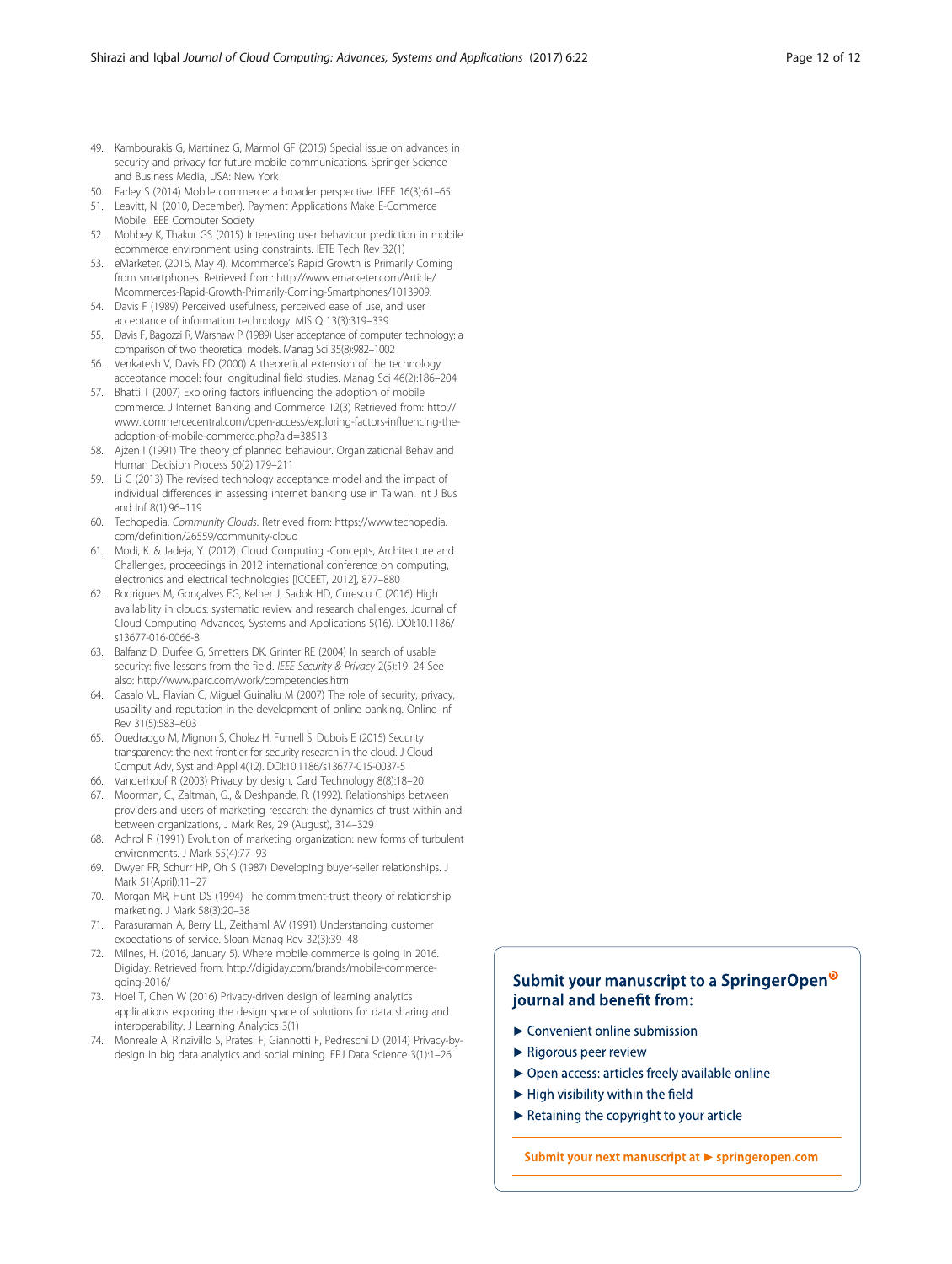49. Kambourakis G, Martiinez G, Marmol GF (2015) Special issue on advances in security and privacy for future mobile communications. Springer Science and Business Media, USA: New York
50. Earley S (2014) Mobile commerce: a broader perspective. IEEE 16(3):61–65
51. Leavitt, N. (2010, December). Payment Applications Make E-Commerce Mobile. IEEE Computer Society
52. Mohbey K, Thakur GS (2015) Interesting user behaviour prediction in mobile ecommerce environment using constraints. IETE Tech Rev 32(1)
53. eMarketer. (2016, May 4). Mcommerce's Rapid Growth is Primarily Coming from smartphones. Retrieved from: http://www.emarketer.com/Article/Mcommerces-Rapid-Growth-Primarily-Coming-Smartphones/1013909.
54. Davis F (1989) Perceived usefulness, perceived ease of use, and user acceptance of information technology. MIS Q 13(3):319–339
55. Davis F, Bagozzi R, Warshaw P (1989) User acceptance of computer technology: a comparison of two theoretical models. Manag Sci 35(8):982–1002
56. Venkatesh V, Davis FD (2000) A theoretical extension of the technology acceptance model: four longitudinal field studies. Manag Sci 46(2):186–204
57. Bhatti T (2007) Exploring factors influencing the adoption of mobile commerce. J Internet Banking and Commerce 12(3) Retrieved from: http://www.icommercecentral.com/open-access/exploring-factors-influencing-the-adoption-of-mobile-commerce.php?aid=38513
58. Ajzen I (1991) The theory of planned behaviour. Organizational Behav and Human Decision Process 50(2):179–211
59. Li C (2013) The revised technology acceptance model and the impact of individual differences in assessing internet banking use in Taiwan. Int J Bus and Inf 8(1):96–119
60. Techopedia. *Community Clouds*. Retrieved from: https://www.techopedia.com/definition/26559/community-cloud
61. Modi, K. & Jadeja, Y. (2012). Cloud Computing -Concepts, Architecture and Challenges, proceedings in 2012 international conference on computing, electronics and electrical technologies [ICCEET, 2012], 877–880
62. Rodrigues M, Gonçalves EG, Kelner J, Sadok HD, Curescu C (2016) High availability in clouds: systematic review and research challenges. Journal of Cloud Computing Advances, Systems and Applications 5(16). DOI:10.1186/s13677-016-0066-8
63. Balfanz D, Durfee G, Smetters DK, Grinter RE (2004) In search of usable security: five lessons from the field. *IEEE Security & Privacy* 2(5):19–24 See also: http://www.parc.com/work/competencies.html
64. Casalo VL, Flavian C, Miguel Guinaliu M (2007) The role of security, privacy, usability and reputation in the development of online banking. Online Inf Rev 31(5):583–603
65. Ouedraogo M, Mignon S, Cholez H, Furnell S, Dubois E (2015) Security transparency: the next frontier for security research in the cloud. J Cloud Comput Adv, Syst and Appl 4(12). DOI:10.1186/s13677-015-0037-5
66. Vanderhoof R (2003) Privacy by design. Card Technology 8(8):18–20
67. Moorman, C., Zaltman, G., & Deshpande, R. (1992). Relationships between providers and users of marketing research: the dynamics of trust within and between organizations, J Mark Res, 29 (August), 314–329
68. Achrol R (1991) Evolution of marketing organization: new forms of turbulent environments. J Mark 55(4):77–93
69. Dwyer FR, Schurr HP, Oh S (1987) Developing buyer-seller relationships. J Mark 51(April):11–27
70. Morgan MR, Hunt DS (1994) The commitment-trust theory of relationship marketing. J Mark 58(3):20–38
71. Parasuraman A, Berry LL, Zeithaml AV (1991) Understanding customer expectations of service. Sloan Manag Rev 32(3):39–48
72. Milnes, H. (2016, January 5). Where mobile commerce is going in 2016. Digiday. Retrieved from: http://digiday.com/brands/mobile-commerce-going-2016/
73. Hoel T, Chen W (2016) Privacy-driven design of learning analytics applications exploring the design space of solutions for data sharing and interoperability. J Learning Analytics 3(1)
74. Monreale A, Rinzivillo S, Pratesi F, Giannotti F, Pedreschi D (2014) Privacy-by-design in big data analytics and social mining. EPJ Data Science 3(1):1–26

**Submit your manuscript to a SpringerOpen journal and benefit from:**

- ► Convenient online submission
- ► Rigorous peer review
- ► Open access: articles freely available online
- ► High visibility within the field
- ► Retaining the copyright to your article

**Submit your next manuscript at ► springeropen.com**